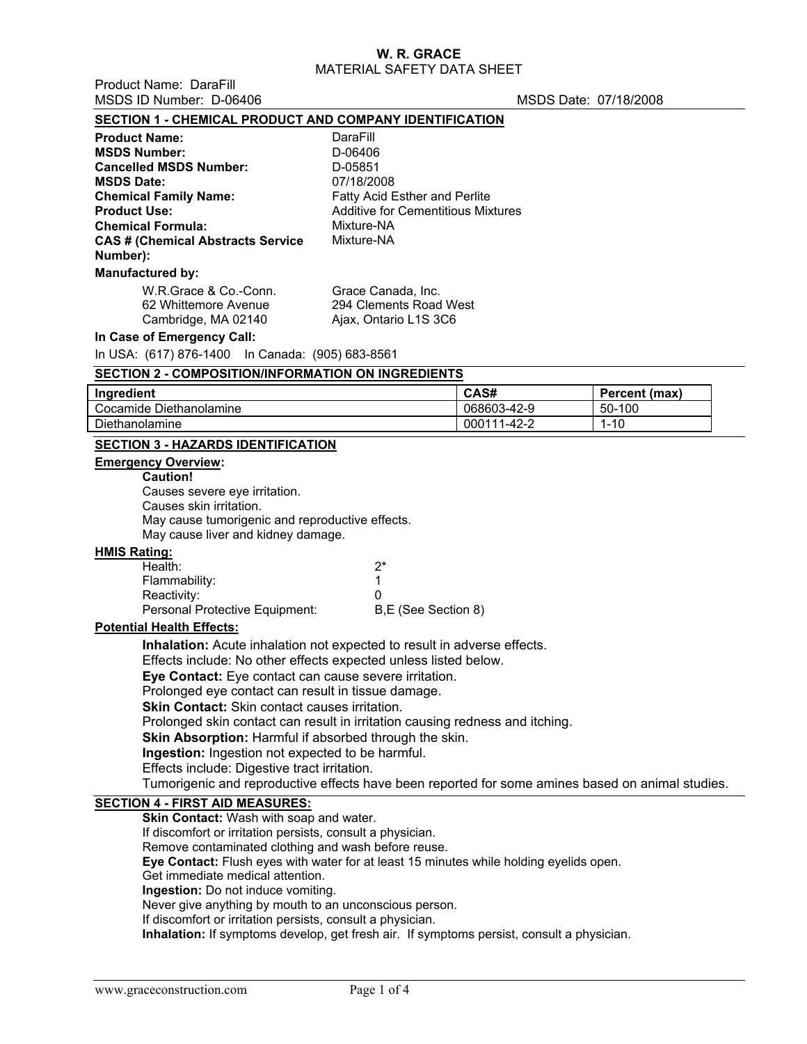# W. R. GRACE
## MATERIAL SAFETY DATA SHEET

Product Name: DaraFill
MSDS ID Number: D-06406 MSDS Date: 07/18/2008

## SECTION 1 - CHEMICAL PRODUCT AND COMPANY IDENTIFICATION

**Product Name:** DaraFill
**MSDS Number:** D-06406
**Cancelled MSDS Number:** D-05851
**MSDS Date:** 07/18/2008
**Chemical Family Name:** Fatty Acid Esther and Perlite
**Product Use:** Additive for Cementitious Mixtures
**Chemical Formula:** Mixture-NA
**CAS # (Chemical Abstracts Service Number):** Mixture-NA

**Manufactured by:**

W.R.Grace & Co.-Conn.
62 Whittemore Avenue
Cambridge, MA 02140

Grace Canada, Inc.
294 Clements Road West
Ajax, Ontario L1S 3C6

**In Case of Emergency Call:**

In USA: (617) 876-1400 In Canada: (905) 683-8561

## SECTION 2 - COMPOSITION/INFORMATION ON INGREDIENTS

| Ingredient | CAS# | Percent (max) |
|---|---|---|
| Cocamide Diethanolamine | 068603-42-9 | 50-100 |
| Diethanolamine | 000111-42-2 | 1-10 |

## SECTION 3 - HAZARDS IDENTIFICATION

**Emergency Overview:**

**Caution!**
Causes severe eye irritation.
Causes skin irritation.
May cause tumorigenic and reproductive effects.
May cause liver and kidney damage.

**HMIS Rating:**

Health: 2*
Flammability: 1
Reactivity: 0
Personal Protective Equipment: B,E (See Section 8)

**Potential Health Effects:**

**Inhalation:** Acute inhalation not expected to result in adverse effects.
Effects include: No other effects expected unless listed below.
**Eye Contact:** Eye contact can cause severe irritation.
Prolonged eye contact can result in tissue damage.
**Skin Contact:** Skin contact causes irritation.
Prolonged skin contact can result in irritation causing redness and itching.
**Skin Absorption:** Harmful if absorbed through the skin.
**Ingestion:** Ingestion not expected to be harmful.
Effects include: Digestive tract irritation.
Tumorigenic and reproductive effects have been reported for some amines based on animal studies.

## SECTION 4 - FIRST AID MEASURES:

**Skin Contact:** Wash with soap and water.
If discomfort or irritation persists, consult a physician.
Remove contaminated clothing and wash before reuse.
**Eye Contact:** Flush eyes with water for at least 15 minutes while holding eyelids open.
Get immediate medical attention.
**Ingestion:** Do not induce vomiting.
Never give anything by mouth to an unconscious person.
If discomfort or irritation persists, consult a physician.
**Inhalation:** If symptoms develop, get fresh air. If symptoms persist, consult a physician.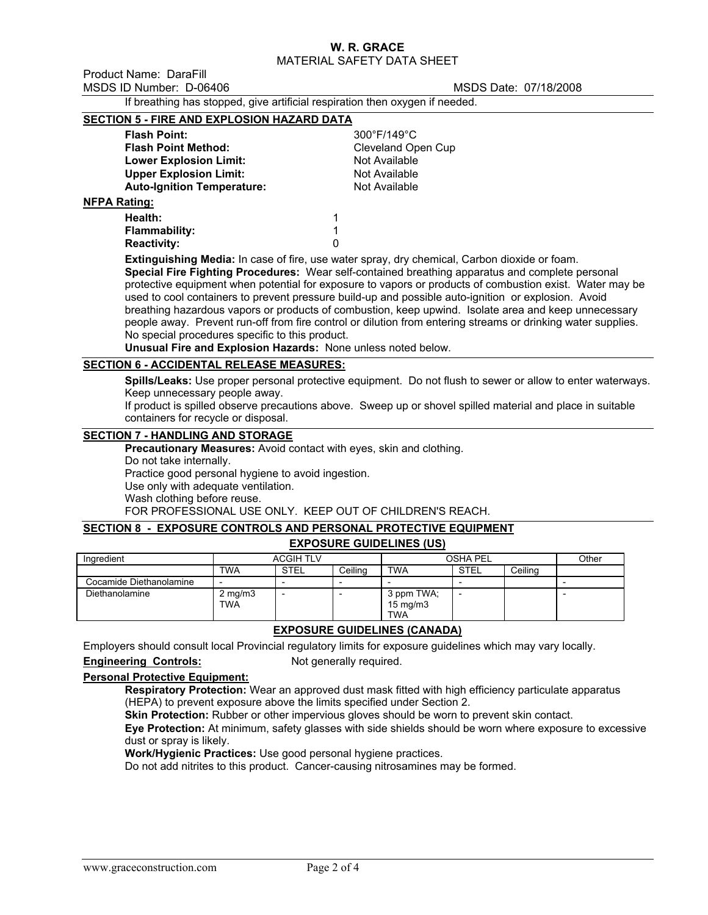If breathing has stopped, give artificial respiration then oxygen if needed.

## SECTION 5 - FIRE AND EXPLOSION HAZARD DATA

**Flash Point:** 300°F/149°C
**Flash Point Method:** Cleveland Open Cup
**Lower Explosion Limit:** Not Available
**Upper Explosion Limit:** Not Available
**Auto-Ignition Temperature:** Not Available

**NFPA Rating:**

**Health:** 1
**Flammability:** 1
**Reactivity:** 0

**Extinguishing Media:** In case of fire, use water spray, dry chemical, Carbon dioxide or foam.
**Special Fire Fighting Procedures:** Wear self-contained breathing apparatus and complete personal protective equipment when potential for exposure to vapors or products of combustion exist. Water may be used to cool containers to prevent pressure build-up and possible auto-ignition or explosion. Avoid breathing hazardous vapors or products of combustion, keep upwind. Isolate area and keep unnecessary people away. Prevent run-off from fire control or dilution from entering streams or drinking water supplies. No special procedures specific to this product.
**Unusual Fire and Explosion Hazards:** None unless noted below.

## SECTION 6 - ACCIDENTAL RELEASE MEASURES:

**Spills/Leaks:** Use proper personal protective equipment. Do not flush to sewer or allow to enter waterways. Keep unnecessary people away.
If product is spilled observe precautions above. Sweep up or shovel spilled material and place in suitable containers for recycle or disposal.

## SECTION 7 - HANDLING AND STORAGE

**Precautionary Measures:** Avoid contact with eyes, skin and clothing.
Do not take internally.
Practice good personal hygiene to avoid ingestion.
Use only with adequate ventilation.
Wash clothing before reuse.
FOR PROFESSIONAL USE ONLY. KEEP OUT OF CHILDREN'S REACH.

## SECTION 8 - EXPOSURE CONTROLS AND PERSONAL PROTECTIVE EQUIPMENT

### EXPOSURE GUIDELINES (US)

| Ingredient | ACGIH TLV | | | OSHA PEL | | | Other |
|---|---|---|---|---|---|---|---|
| | TWA | STEL | Ceiling | TWA | STEL | Ceiling | |
| Cocamide Diethanolamine | - | - | - | - | - | | - |
| Diethanolamine | 2 mg/m3 TWA | - | - | 3 ppm TWA; 15 mg/m3 TWA | - | | - |

### EXPOSURE GUIDELINES (CANADA)

Employers should consult local Provincial regulatory limits for exposure guidelines which may vary locally.

**Engineering Controls:** Not generally required.

**Personal Protective Equipment:**

**Respiratory Protection:** Wear an approved dust mask fitted with high efficiency particulate apparatus (HEPA) to prevent exposure above the limits specified under Section 2.
**Skin Protection:** Rubber or other impervious gloves should be worn to prevent skin contact.
**Eye Protection:** At minimum, safety glasses with side shields should be worn where exposure to excessive dust or spray is likely.
**Work/Hygienic Practices:** Use good personal hygiene practices.
Do not add nitrites to this product. Cancer-causing nitrosamines may be formed.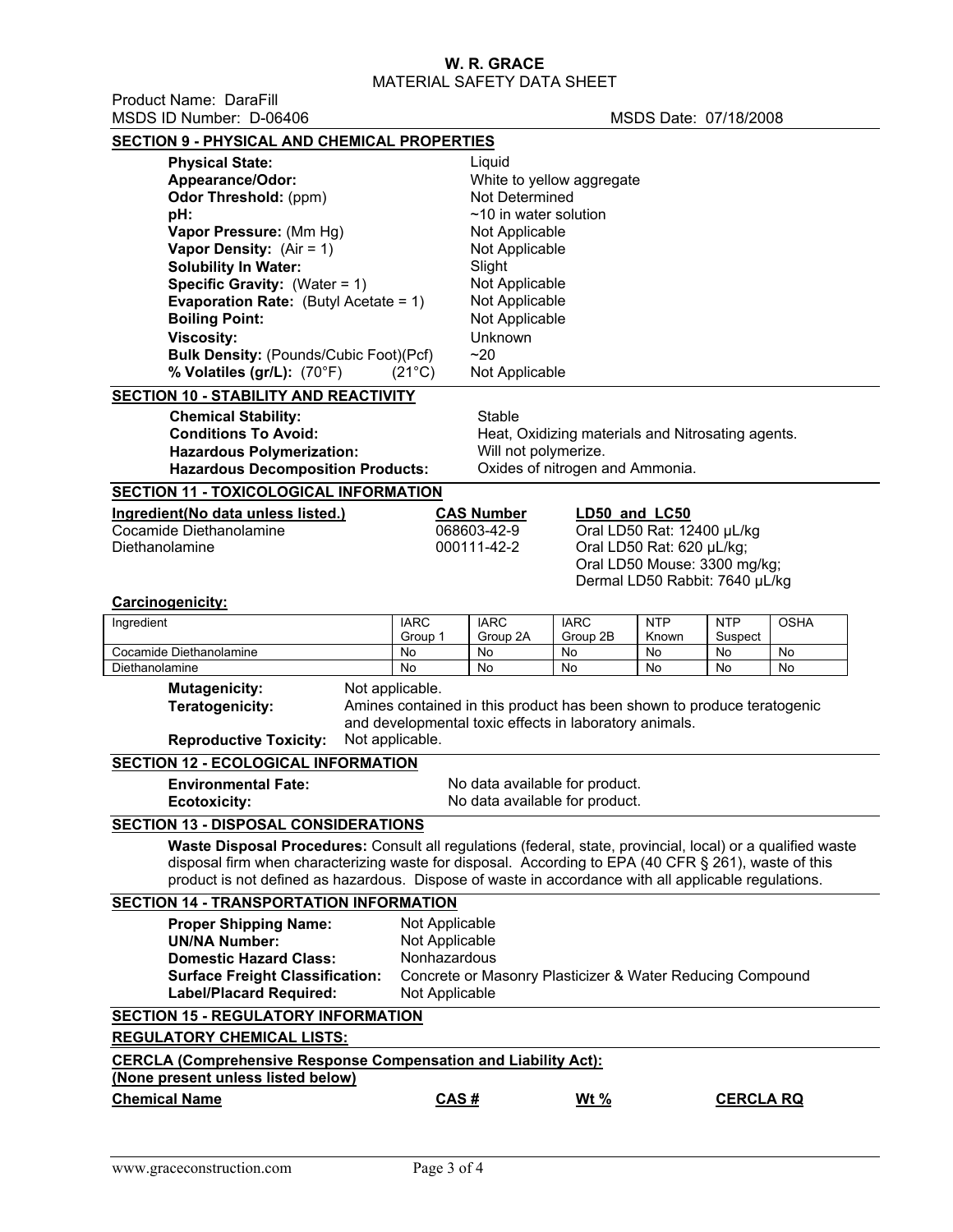**W. R. GRACE**
MATERIAL SAFETY DATA SHEET

Product Name: DaraFill
MSDS ID Number: D-06406 MSDS Date: 07/18/2008

## SECTION 9 - PHYSICAL AND CHEMICAL PROPERTIES

| | |
|---|---|
| **Physical State:** | Liquid |
| **Appearance/Odor:** | White to yellow aggregate |
| **Odor Threshold:** (ppm) | Not Determined |
| **pH:** | ~10 in water solution |
| **Vapor Pressure:** (Mm Hg) | Not Applicable |
| **Vapor Density:** (Air = 1) | Not Applicable |
| **Solubility In Water:** | Slight |
| **Specific Gravity:** (Water = 1) | Not Applicable |
| **Evaporation Rate:** (Butyl Acetate = 1) | Not Applicable |
| **Boiling Point:** | Not Applicable |
| **Viscosity:** | Unknown |
| **Bulk Density:** (Pounds/Cubic Foot)(Pcf) | ~20 |
| **% Volatiles (gr/L):** (70°F) (21°C) | Not Applicable |

## SECTION 10 - STABILITY AND REACTIVITY

| | |
|---|---|
| **Chemical Stability:** | Stable |
| **Conditions To Avoid:** | Heat, Oxidizing materials and Nitrosating agents. |
| **Hazardous Polymerization:** | Will not polymerize. |
| **Hazardous Decomposition Products:** | Oxides of nitrogen and Ammonia. |

## SECTION 11 - TOXICOLOGICAL INFORMATION

| Ingredient(No data unless listed.) | CAS Number | LD50 and LC50 |
|---|---|---|
| Cocamide Diethanolamine | 068603-42-9 | Oral LD50 Rat: 12400 μL/kg |
| Diethanolamine | 000111-42-2 | Oral LD50 Rat: 620 μL/kg; Oral LD50 Mouse: 3300 mg/kg; Dermal LD50 Rabbit: 7640 μL/kg |

**Carcinogenicity:**

| Ingredient | IARC Group 1 | IARC Group 2A | IARC Group 2B | NTP Known | NTP Suspect | OSHA |
|---|---|---|---|---|---|---|
| Cocamide Diethanolamine | No | No | No | No | No | No |
| Diethanolamine | No | No | No | No | No | No |

**Mutagenicity:** Not applicable.

**Teratogenicity:** Amines contained in this product has been shown to produce teratogenic and developmental toxic effects in laboratory animals.

**Reproductive Toxicity:** Not applicable.

## SECTION 12 - ECOLOGICAL INFORMATION

**Environmental Fate:** No data available for product.

**Ecotoxicity:** No data available for product.

## SECTION 13 - DISPOSAL CONSIDERATIONS

**Waste Disposal Procedures:** Consult all regulations (federal, state, provincial, local) or a qualified waste disposal firm when characterizing waste for disposal. According to EPA (40 CFR § 261), waste of this product is not defined as hazardous. Dispose of waste in accordance with all applicable regulations.

## SECTION 14 - TRANSPORTATION INFORMATION

| | |
|---|---|
| **Proper Shipping Name:** | Not Applicable |
| **UN/NA Number:** | Not Applicable |
| **Domestic Hazard Class:** | Nonhazardous |
| **Surface Freight Classification:** | Concrete or Masonry Plasticizer & Water Reducing Compound |
| **Label/Placard Required:** | Not Applicable |

## SECTION 15 - REGULATORY INFORMATION

**REGULATORY CHEMICAL LISTS:**

**CERCLA (Comprehensive Response Compensation and Liability Act):**
**(None present unless listed below)**

| Chemical Name | CAS # | Wt % | CERCLA RQ |
|---|---|---|---|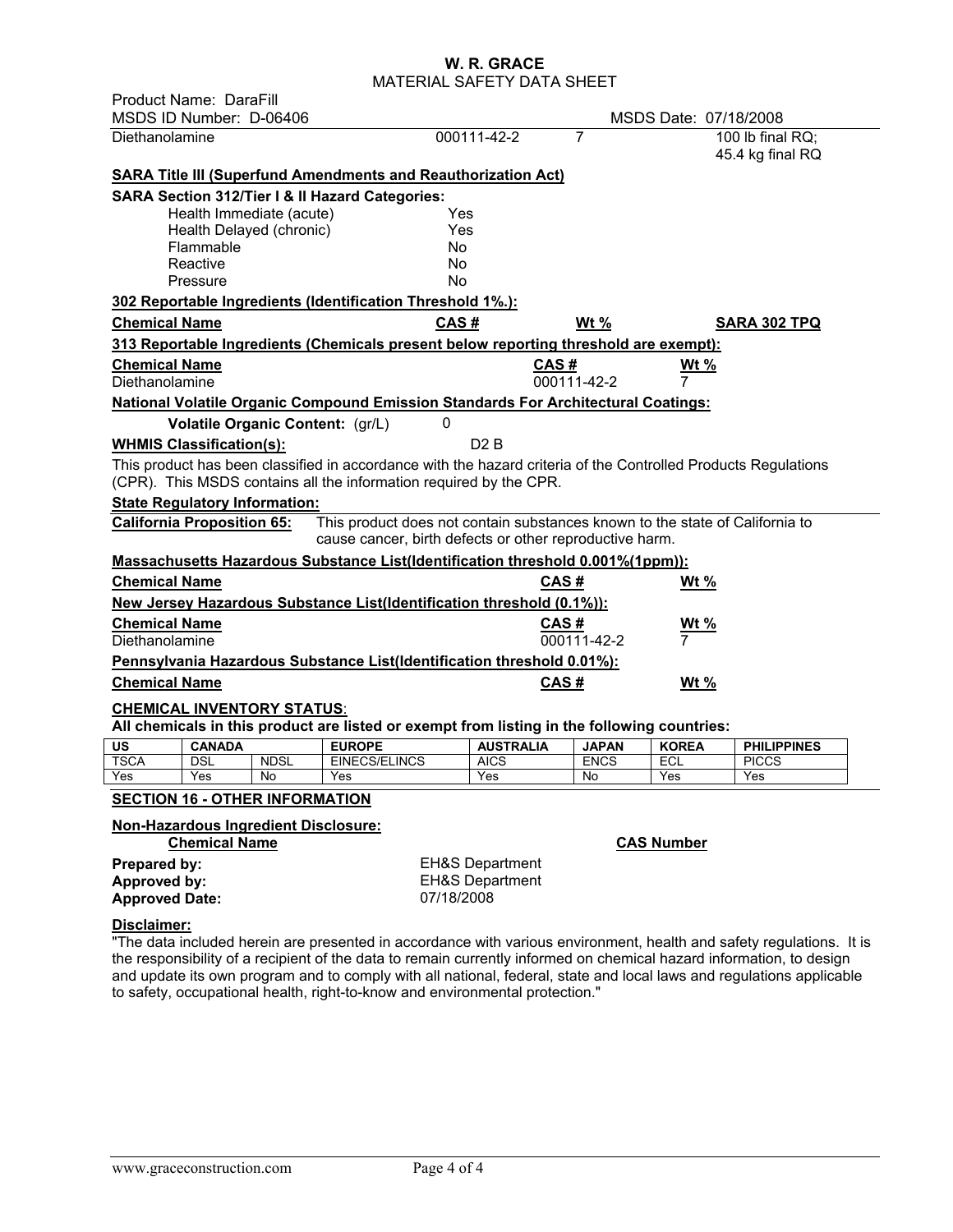Product Name: DaraFill
MSDS ID Number: D-06406

MSDS Date: 07/18/2008

| | | | |
|---|---|---|---|
| Diethanolamine | 000111-42-2 | 7 | 100 lb final RQ; 45.4 kg final RQ |

**SARA Title III (Superfund Amendments and Reauthorization Act)**

**SARA Section 312/Tier I & II Hazard Categories:**

| | |
|---|---|
| Health Immediate (acute) | Yes |
| Health Delayed (chronic) | Yes |
| Flammable | No |
| Reactive | No |
| Pressure | No |

**302 Reportable Ingredients (Identification Threshold 1%.):**

| Chemical Name | CAS # | Wt % | SARA 302 TPQ |
|---|---|---|---|

**313 Reportable Ingredients (Chemicals present below reporting threshold are exempt):**

| Chemical Name | CAS # | Wt % |
|---|---|---|
| Diethanolamine | 000111-42-2 | 7 |

**National Volatile Organic Compound Emission Standards For Architectural Coatings:**

**Volatile Organic Content:** (gr/L) 0

**WHMIS Classification(s):** D2 B

This product has been classified in accordance with the hazard criteria of the Controlled Products Regulations (CPR). This MSDS contains all the information required by the CPR.

**State Regulatory Information:**

**California Proposition 65:** This product does not contain substances known to the state of California to cause cancer, birth defects or other reproductive harm.

**Massachusetts Hazardous Substance List(Identification threshold 0.001%(1ppm)):**

| Chemical Name | CAS # | Wt % |
|---|---|---|

**New Jersey Hazardous Substance List(Identification threshold (0.1%)):**

| Chemical Name | CAS # | Wt % |
|---|---|---|
| Diethanolamine | 000111-42-2 | 7 |

**Pennsylvania Hazardous Substance List(Identification threshold 0.01%):**

| Chemical Name | CAS # | Wt % |
|---|---|---|

**CHEMICAL INVENTORY STATUS**:

**All chemicals in this product are listed or exempt from listing in the following countries:**

| US | CANADA | | EUROPE | AUSTRALIA | JAPAN | KOREA | PHILIPPINES |
|---|---|---|---|---|---|---|---|
| TSCA | DSL | NDSL | EINECS/ELINCS | AICS | ENCS | ECL | PICCS |
| Yes | Yes | No | Yes | Yes | No | Yes | Yes |

## SECTION 16 - OTHER INFORMATION

**Non-Hazardous Ingredient Disclosure:**

| Chemical Name | CAS Number |
|---|---|

**Prepared by:** EH&S Department
**Approved by:** EH&S Department
**Approved Date:** 07/18/2008

**Disclaimer:**

"The data included herein are presented in accordance with various environment, health and safety regulations. It is the responsibility of a recipient of the data to remain currently informed on chemical hazard information, to design and update its own program and to comply with all national, federal, state and local laws and regulations applicable to safety, occupational health, right-to-know and environmental protection."